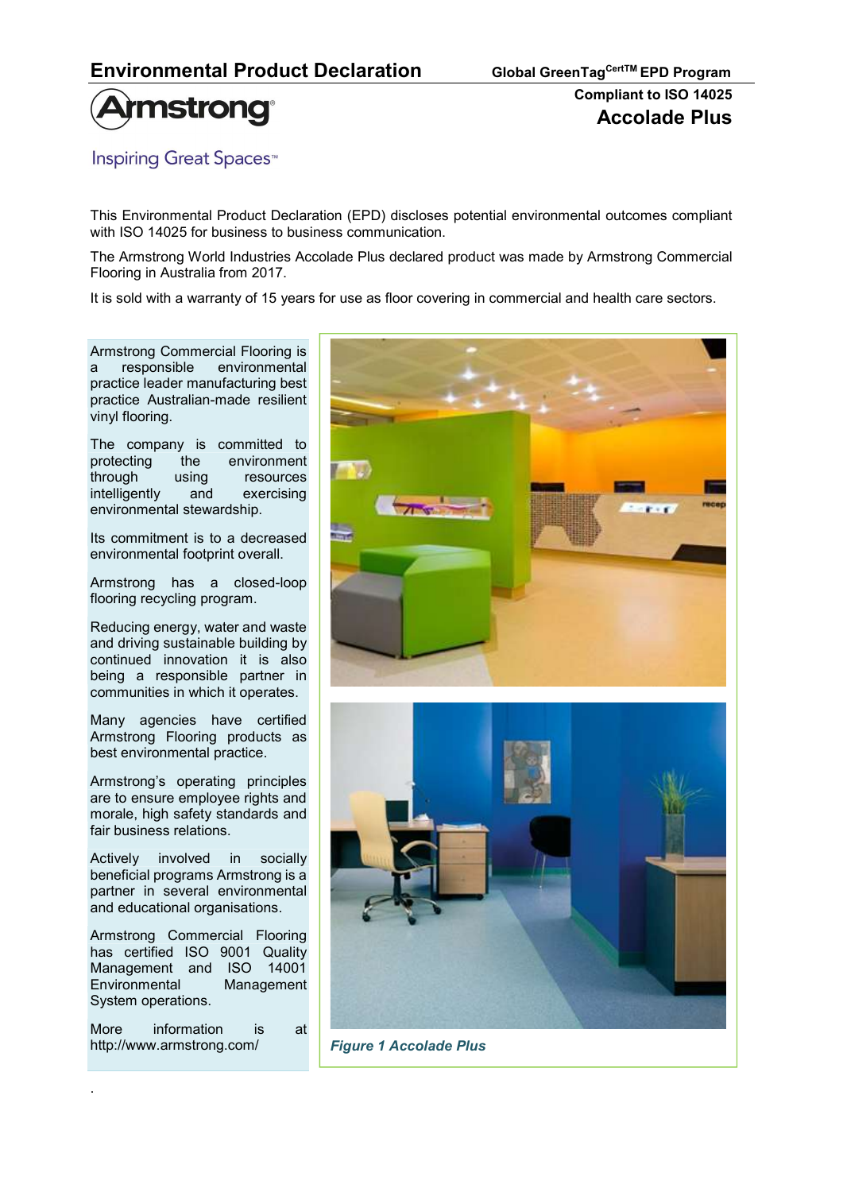# Environmental Product Declaration

**Global GreenTag[CertTM] EPD Program**

**Compliant to ISO 14025**

## Accolade Plus

Inspiring Great Spaces™

This Environmental Product Declaration (EPD) discloses potential environmental outcomes compliant with ISO 14025 for business to business communication.

The Armstrong World Industries Accolade Plus declared product was made by Armstrong Commercial Flooring in Australia from 2017.

It is sold with a warranty of 15 years for use as floor covering in commercial and health care sectors.

Armstrong Commercial Flooring is a responsible environmental practice leader manufacturing best practice Australian-made resilient vinyl flooring.

The company is committed to protecting the environment through using resources intelligently and exercising environmental stewardship.

Its commitment is to a decreased environmental footprint overall.

Armstrong has a closed-loop flooring recycling program.

Reducing energy, water and waste and driving sustainable building by continued innovation it is also being a responsible partner in communities in which it operates.

Many agencies have certified Armstrong Flooring products as best environmental practice.

Armstrong's operating principles are to ensure employee rights and morale, high safety standards and fair business relations.

Actively involved in socially beneficial programs Armstrong is a partner in several environmental and educational organisations.

Armstrong Commercial Flooring has certified ISO 9001 Quality Management and ISO 14001 Environmental Management System operations.

More information is at http://www.armstrong.com/

*Figure 1 Accolade Plus*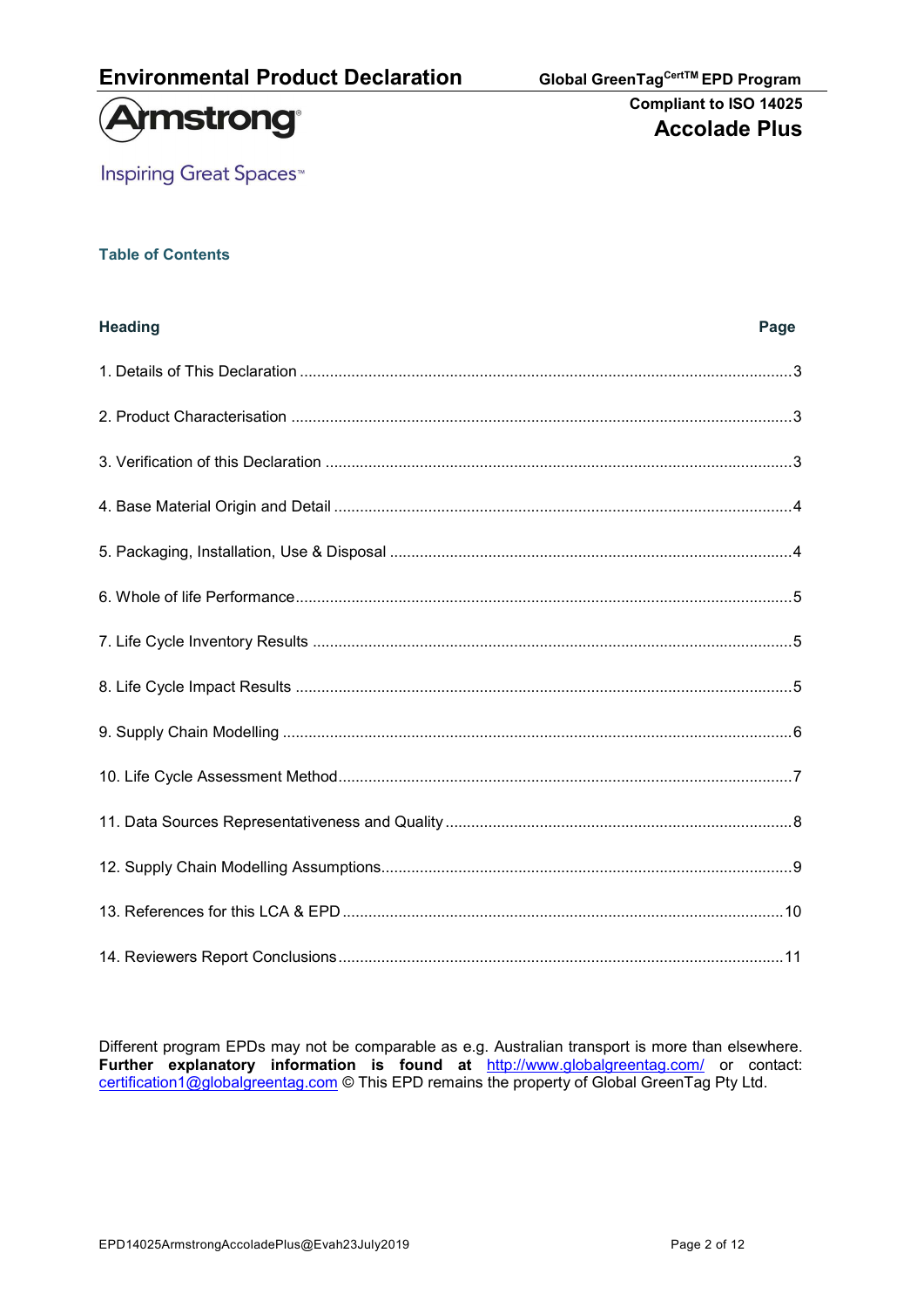**Table of Contents**

| Heading | Page |
|---|---|
| 1. Details of This Declaration | 3 |
| 2. Product Characterisation | 3 |
| 3. Verification of this Declaration | 3 |
| 4. Base Material Origin and Detail | 4 |
| 5. Packaging, Installation, Use & Disposal | 4 |
| 6. Whole of life Performance | 5 |
| 7. Life Cycle Inventory Results | 5 |
| 8. Life Cycle Impact Results | 5 |
| 9. Supply Chain Modelling | 6 |
| 10. Life Cycle Assessment Method | 7 |
| 11. Data Sources Representativeness and Quality | 8 |
| 12. Supply Chain Modelling Assumptions | 9 |
| 13. References for this LCA & EPD | 10 |
| 14. Reviewers Report Conclusions | 11 |

Different program EPDs may not be comparable as e.g. Australian transport is more than elsewhere. **Further explanatory information is found at** http://www.globalgreentag.com/ or contact: certification1@globalgreentag.com © This EPD remains the property of Global GreenTag Pty Ltd.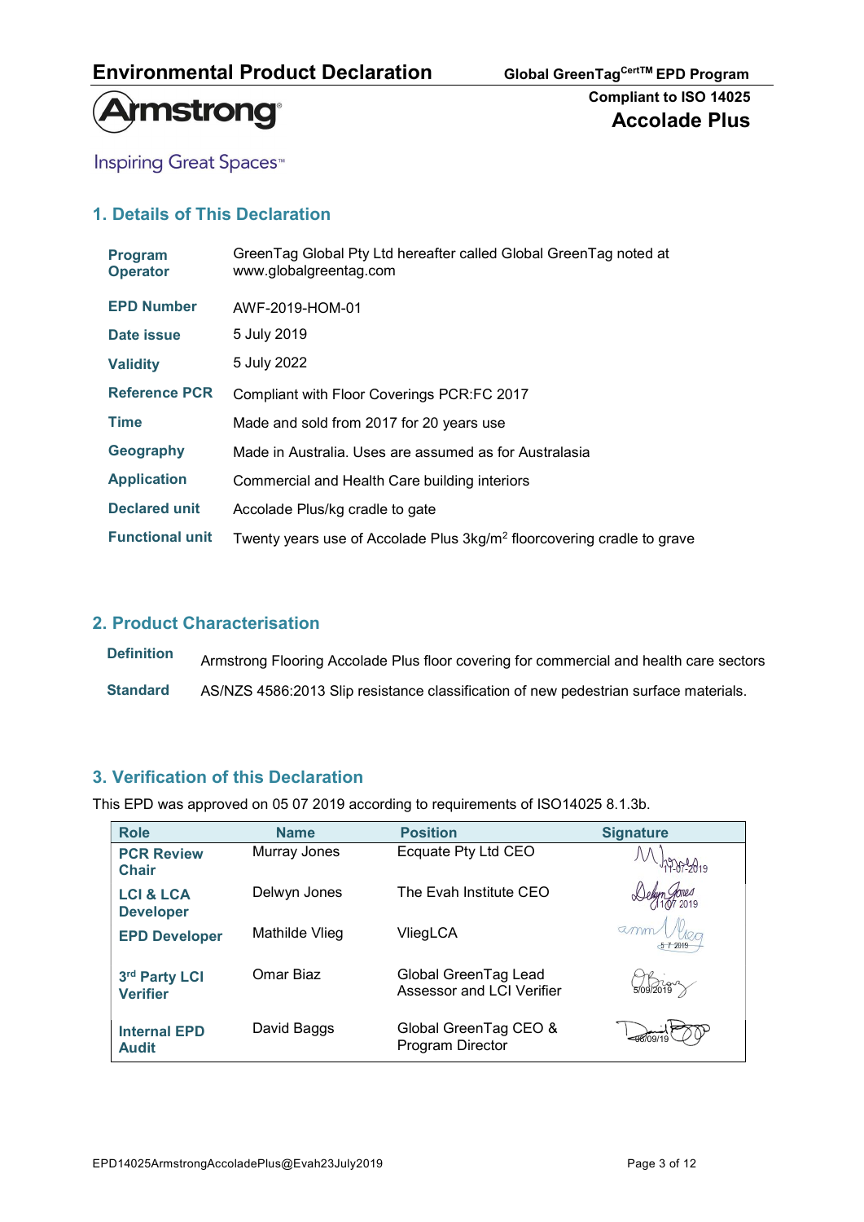# Environmental Product Declaration

**Global GreenTag$^{CertTM}$ EPD Program**

**Compliant to ISO 14025**

**Accolade Plus**

Armstrong

Inspiring Great Spaces™

## 1. Details of This Declaration

| | |
|---|---|
| **Program Operator** | GreenTag Global Pty Ltd hereafter called Global GreenTag noted at www.globalgreentag.com |
| **EPD Number** | AWF-2019-HOM-01 |
| **Date issue** | 5 July 2019 |
| **Validity** | 5 July 2022 |
| **Reference PCR** | Compliant with Floor Coverings PCR:FC 2017 |
| **Time** | Made and sold from 2017 for 20 years use |
| **Geography** | Made in Australia. Uses are assumed as for Australasia |
| **Application** | Commercial and Health Care building interiors |
| **Declared unit** | Accolade Plus/kg cradle to gate |
| **Functional unit** | Twenty years use of Accolade Plus 3kg/m$^2$ floorcovering cradle to grave |

## 2. Product Characterisation

| | |
|---|---|
| **Definition** | Armstrong Flooring Accolade Plus floor covering for commercial and health care sectors |
| **Standard** | AS/NZS 4586:2013 Slip resistance classification of new pedestrian surface materials. |

## 3. Verification of this Declaration

This EPD was approved on 05 07 2019 according to requirements of ISO14025 8.1.3b.

| Role | Name | Position | Signature |
|---|---|---|---|
| **PCR Review Chair** | Murray Jones | Ecquate Pty Ltd CEO | 11-07-2019 |
| **LCI & LCA Developer** | Delwyn Jones | The Evah Institute CEO | 11 07 2019 |
| **EPD Developer** | Mathilde Vlieg | VliegLCA | 5 7 2019 |
| **3rd Party LCI Verifier** | Omar Biaz | Global GreenTag Lead Assessor and LCI Verifier | 5/09/2019 |
| **Internal EPD Audit** | David Baggs | Global GreenTag CEO & Program Director | 06/09/19 |

EPD14025ArmstrongAccoladePlus@Evah23July2019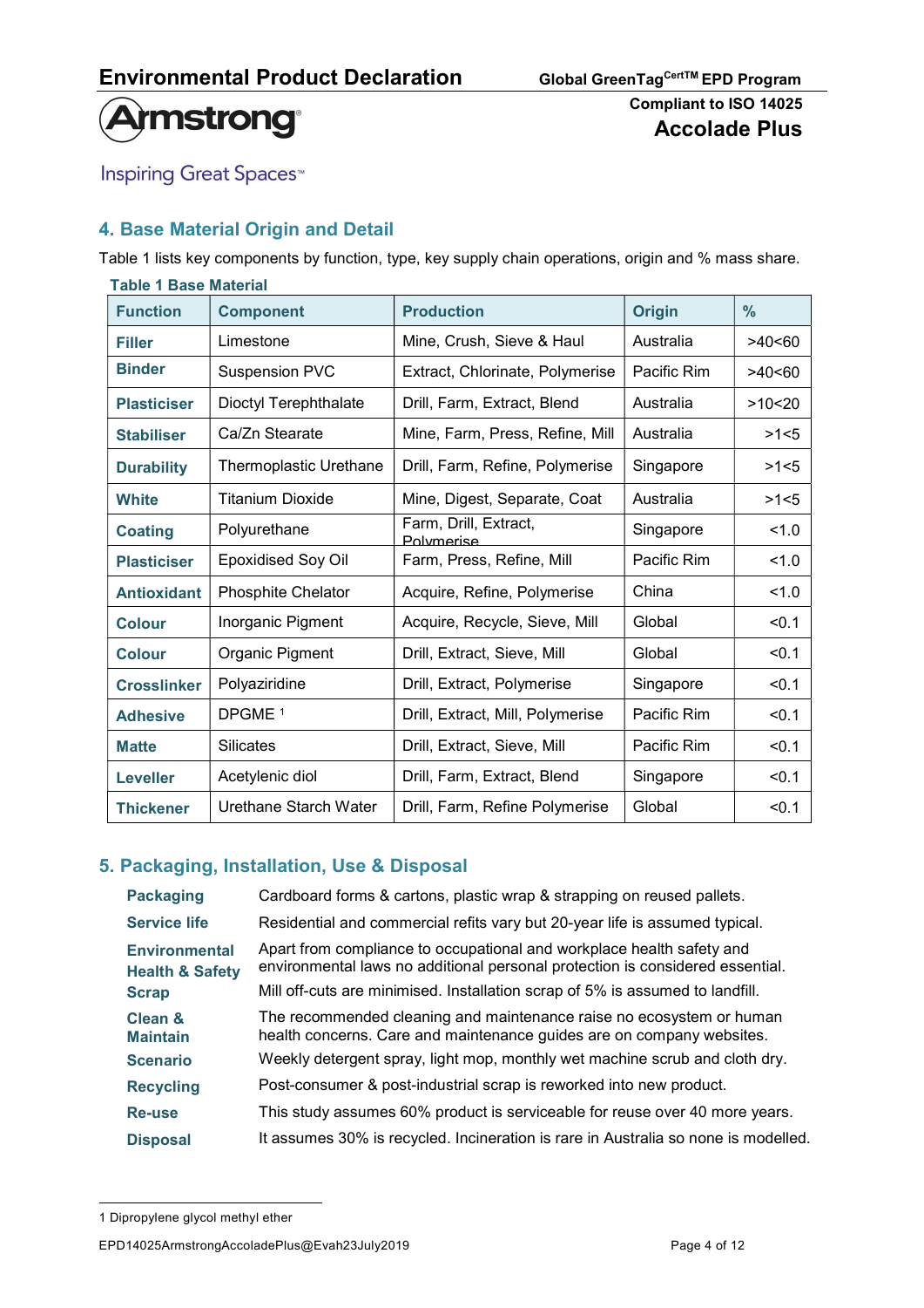## 4. Base Material Origin and Detail

Table 1 lists key components by function, type, key supply chain operations, origin and % mass share.

**Table 1 Base Material**

| Function | Component | Production | Origin | % |
|---|---|---|---|---|
| Filler | Limestone | Mine, Crush, Sieve & Haul | Australia | >40<60 |
| Binder | Suspension PVC | Extract, Chlorinate, Polymerise | Pacific Rim | >40<60 |
| Plasticiser | Dioctyl Terephthalate | Drill, Farm, Extract, Blend | Australia | >10<20 |
| Stabiliser | Ca/Zn Stearate | Mine, Farm, Press, Refine, Mill | Australia | >1<5 |
| Durability | Thermoplastic Urethane | Drill, Farm, Refine, Polymerise | Singapore | >1<5 |
| White | Titanium Dioxide | Mine, Digest, Separate, Coat | Australia | >1<5 |
| Coating | Polyurethane | Farm, Drill, Extract, Polymerise | Singapore | <1.0 |
| Plasticiser | Epoxidised Soy Oil | Farm, Press, Refine, Mill | Pacific Rim | <1.0 |
| Antioxidant | Phosphite Chelator | Acquire, Refine, Polymerise | China | <1.0 |
| Colour | Inorganic Pigment | Acquire, Recycle, Sieve, Mill | Global | <0.1 |
| Colour | Organic Pigment | Drill, Extract, Sieve, Mill | Global | <0.1 |
| Crosslinker | Polyaziridine | Drill, Extract, Polymerise | Singapore | <0.1 |
| Adhesive | DPGME [1] | Drill, Extract, Mill, Polymerise | Pacific Rim | <0.1 |
| Matte | Silicates | Drill, Extract, Sieve, Mill | Pacific Rim | <0.1 |
| Leveller | Acetylenic diol | Drill, Farm, Extract, Blend | Singapore | <0.1 |
| Thickener | Urethane Starch Water | Drill, Farm, Refine Polymerise | Global | <0.1 |

## 5. Packaging, Installation, Use & Disposal

**Packaging** Cardboard forms & cartons, plastic wrap & strapping on reused pallets.

**Service life** Residential and commercial refits vary but 20-year life is assumed typical.

**Environmental Health & Safety** Apart from compliance to occupational and workplace health safety and environmental laws no additional personal protection is considered essential.

**Scrap** Mill off-cuts are minimised. Installation scrap of 5% is assumed to landfill.

**Clean & Maintain** The recommended cleaning and maintenance raise no ecosystem or human health concerns. Care and maintenance guides are on company websites.

**Scenario** Weekly detergent spray, light mop, monthly wet machine scrub and cloth dry.

**Recycling** Post-consumer & post-industrial scrap is reworked into new product.

**Re-use** This study assumes 60% product is serviceable for reuse over 40 more years.

**Disposal** It assumes 30% is recycled. Incineration is rare in Australia so none is modelled.

---

1 Dipropylene glycol methyl ether

EPD14025ArmstrongAccoladePlus@Evah23July2019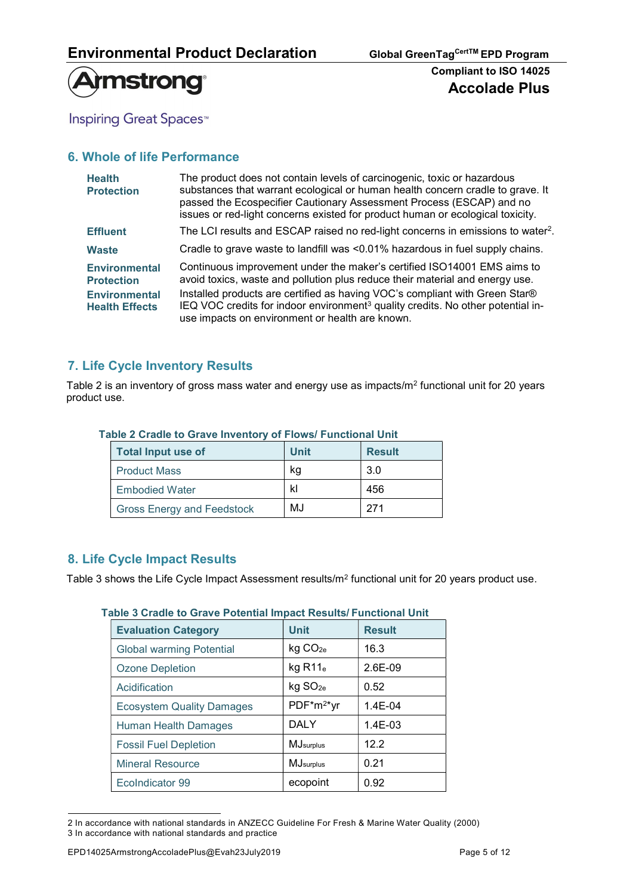## 6. Whole of life Performance

| | |
|---|---|
| **Health Protection** | The product does not contain levels of carcinogenic, toxic or hazardous substances that warrant ecological or human health concern cradle to grave. It passed the Ecospecifier Cautionary Assessment Process (ESCAP) and no issues or red-light concerns existed for product human or ecological toxicity. |
| **Effluent** | The LCI results and ESCAP raised no red-light concerns in emissions to water[2]. |
| **Waste** | Cradle to grave waste to landfill was <0.01% hazardous in fuel supply chains. |
| **Environmental Protection** | Continuous improvement under the maker's certified ISO14001 EMS aims to avoid toxics, waste and pollution plus reduce their material and energy use. |
| **Environmental Health Effects** | Installed products are certified as having VOC's compliant with Green Star® IEQ VOC credits for indoor environment[3] quality credits. No other potential in-use impacts on environment or health are known. |

## 7. Life Cycle Inventory Results

Table 2 is an inventory of gross mass water and energy use as impacts/m² functional unit for 20 years product use.

**Table 2 Cradle to Grave Inventory of Flows/ Functional Unit**

| Total Input use of | Unit | Result |
|---|---|---|
| Product Mass | kg | 3.0 |
| Embodied Water | kl | 456 |
| Gross Energy and Feedstock | MJ | 271 |

## 8. Life Cycle Impact Results

Table 3 shows the Life Cycle Impact Assessment results/m² functional unit for 20 years product use.

**Table 3 Cradle to Grave Potential Impact Results/ Functional Unit**

| Evaluation Category | Unit | Result |
|---|---|---|
| Global warming Potential | kg $CO_{2e}$ | 16.3 |
| Ozone Depletion | kg $R11_e$ | 2.6E-09 |
| Acidification | kg $SO_{2e}$ | 0.52 |
| Ecosystem Quality Damages | PDF*m²*yr | 1.4E-04 |
| Human Health Damages | DALY | 1.4E-03 |
| Fossil Fuel Depletion | $MJ_{surplus}$ | 12.2 |
| Mineral Resource | $MJ_{surplus}$ | 0.21 |
| EcoIndicator 99 | ecopoint | 0.92 |

2 In accordance with national standards in ANZECC Guideline For Fresh & Marine Water Quality (2000)
3 In accordance with national standards and practice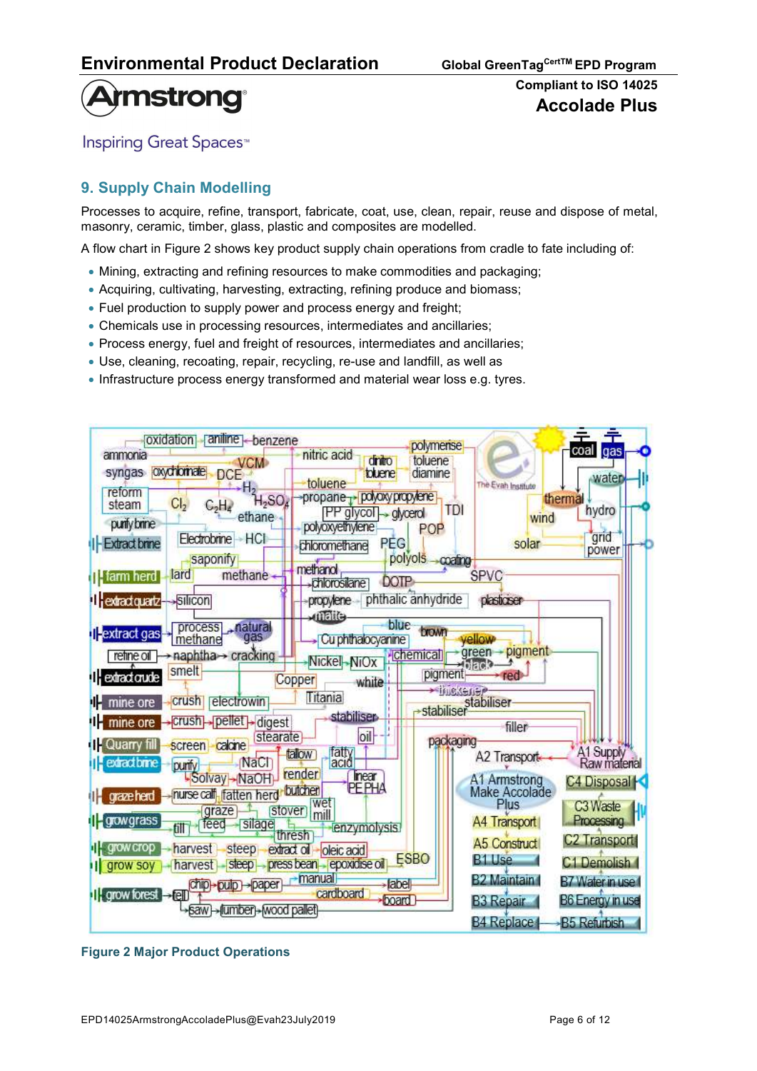## 9. Supply Chain Modelling

Processes to acquire, refine, transport, fabricate, coat, use, clean, repair, reuse and dispose of metal, masonry, ceramic, timber, glass, plastic and composites are modelled.

A flow chart in Figure 2 shows key product supply chain operations from cradle to fate including of:

- Mining, extracting and refining resources to make commodities and packaging;
- Acquiring, cultivating, harvesting, extracting, refining produce and biomass;
- Fuel production to supply power and process energy and freight;
- Chemicals use in processing resources, intermediates and ancillaries;
- Process energy, fuel and freight of resources, intermediates and ancillaries;
- Use, cleaning, recoating, repair, recycling, re-use and landfill, as well as
- Infrastructure process energy transformed and material wear loss e.g. tyres.

oxidation aniline benzene nitric acid polymerise coal gas
ammonia VCM dinitro toluene toluene diamine water
syngas oxychlorinate DCE $H_2$ toluene The Evah Institute thermal
reform steam $Cl_2$ $C_2H_4$ $H_2SO_4$ propane polyoxypropylene TDI hydro
ethane PP glycol glycerol wind
purify brine polyoxyethylene POP
Extract brine Electrobrine HCl chloromethane PEG solar grid power
saponify polyols coating
farm herd lard methane methanol chlorosilane DOTP SPVC
extract quartz silicon propylene phthalic anhydride plasticiser
matte
extract gas process methane natural gas blue brown
refine oil naphtha cracking Cu phthalocyanine yellow
extract crude smelt Nickel NiOx chemical green pigment
Copper white pigment black red
mine ore crush electrowin Titania thickener
mine ore crush pellet digest stabiliser stabiliser
stearate oil filler
Quarry fill screen calcine packaging
extract brine purify NaCl tallow fatty acid A2 Transport A1 Supply Raw material
Solvay NaOH render linear
graze herd nurse calf fatten herd butcher PE PHA A1 Armstrong Make Accolade Plus C4 Disposal
graze wet mill
grow grass fill feed silage stover enzymolysis A4 Transport C3 Waste Processing
thresh
grow crop harvest steep extract oil oleic acid A5 Construct C2 Transport
grow soy harvest steep press bean epoxidise oil ESBO B1 Use C1 Demolish
manual B2 Maintain B7 Water in use
grow forest fell chip pulp paper label
cardboard board B3 Repair B6 Energy in use
saw lumber wood pallet B4 Replace B5 Refurbish

Figure 2 Major Product Operations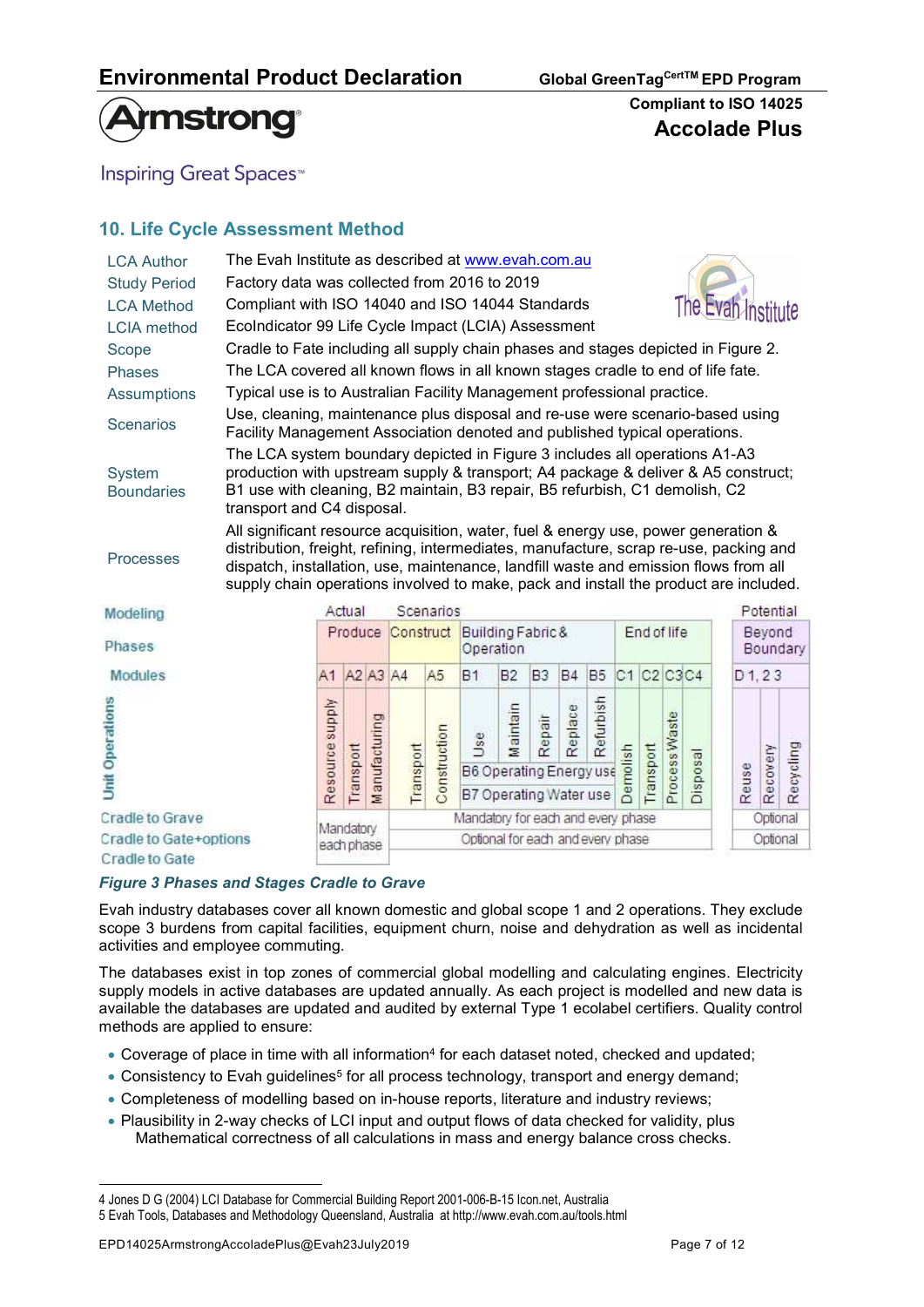## 10. Life Cycle Assessment Method

| | |
|---|---|
| LCA Author | The Evah Institute as described at www.evah.com.au |
| Study Period | Factory data was collected from 2016 to 2019 |
| LCA Method | Compliant with ISO 14040 and ISO 14044 Standards |
| LCIA method | EcoIndicator 99 Life Cycle Impact (LCIA) Assessment |
| Scope | Cradle to Fate including all supply chain phases and stages depicted in Figure 2. |
| Phases | The LCA covered all known flows in all known stages cradle to end of life fate. |
| Assumptions | Typical use is to Australian Facility Management professional practice. |
| Scenarios | Use, cleaning, maintenance plus disposal and re-use were scenario-based using Facility Management Association denoted and published typical operations. |
| System Boundaries | The LCA system boundary depicted in Figure 3 includes all operations A1-A3 production with upstream supply & transport; A4 package & deliver & A5 construct; B1 use with cleaning, B2 maintain, B3 repair, B5 refurbish, C1 demolish, C2 transport and C4 disposal. |
| Processes | All significant resource acquisition, water, fuel & energy use, power generation & distribution, freight, refining, intermediates, manufacture, scrap re-use, packing and dispatch, installation, use, maintenance, landfill waste and emission flows from all supply chain operations involved to make, pack and install the product are included. |

| Modeling | Actual | | | Scenarios | | | | | | | | | | | | Potential | | |
|---|---|---|---|---|---|---|---|---|---|---|---|---|---|---|---|---|---|---|
| Phases | Produce | | | Construct | | Building Fabric & Operation | | | | | End of life | | | | | Beyond Boundary | | |
| Modules | A1 | A2 | A3 | A4 | A5 | B1 | B2 | B3 | B4 | B5 | C1 | C2 | C3 | C4 | | D 1, 2 3 | | |
| Unit Operations | Resource supply | Transport | Manufacturing | Transport | Construction | Use | Maintain | Repair | Replace | Refurbish | Demolish | Transport | Process Waste | Disposal | | Reuse | Recovery | Recycling |
| | | | | | | B6 Operating Energy use | | | | | | | | | | | | |
| | | | | | | B7 Operating Water use | | | | | | | | | | | | |
| Cradle to Grave | Mandatory each phase | | | Mandatory for each and every phase | | | | | | | | | | | | Optional | | |
| Cradle to Gate+options | | | | Optional for each and every phase | | | | | | | | | | | | Optional | | |
| Cradle to Gate | | | | | | | | | | | | | | | | | | |

*Figure 3 Phases and Stages Cradle to Grave*

Evah industry databases cover all known domestic and global scope 1 and 2 operations. They exclude scope 3 burdens from capital facilities, equipment churn, noise and dehydration as well as incidental activities and employee commuting.

The databases exist in top zones of commercial global modelling and calculating engines. Electricity supply models in active databases are updated annually. As each project is modelled and new data is available the databases are updated and audited by external Type 1 ecolabel certifiers. Quality control methods are applied to ensure:

- Coverage of place in time with all information[4] for each dataset noted, checked and updated;
- Consistency to Evah guidelines[5] for all process technology, transport and energy demand;
- Completeness of modelling based on in-house reports, literature and industry reviews;
- Plausibility in 2-way checks of LCI input and output flows of data checked for validity, plus Mathematical correctness of all calculations in mass and energy balance cross checks.

4 Jones D G (2004) LCI Database for Commercial Building Report 2001-006-B-15 Icon.net, Australia
5 Evah Tools, Databases and Methodology Queensland, Australia at http://www.evah.com.au/tools.html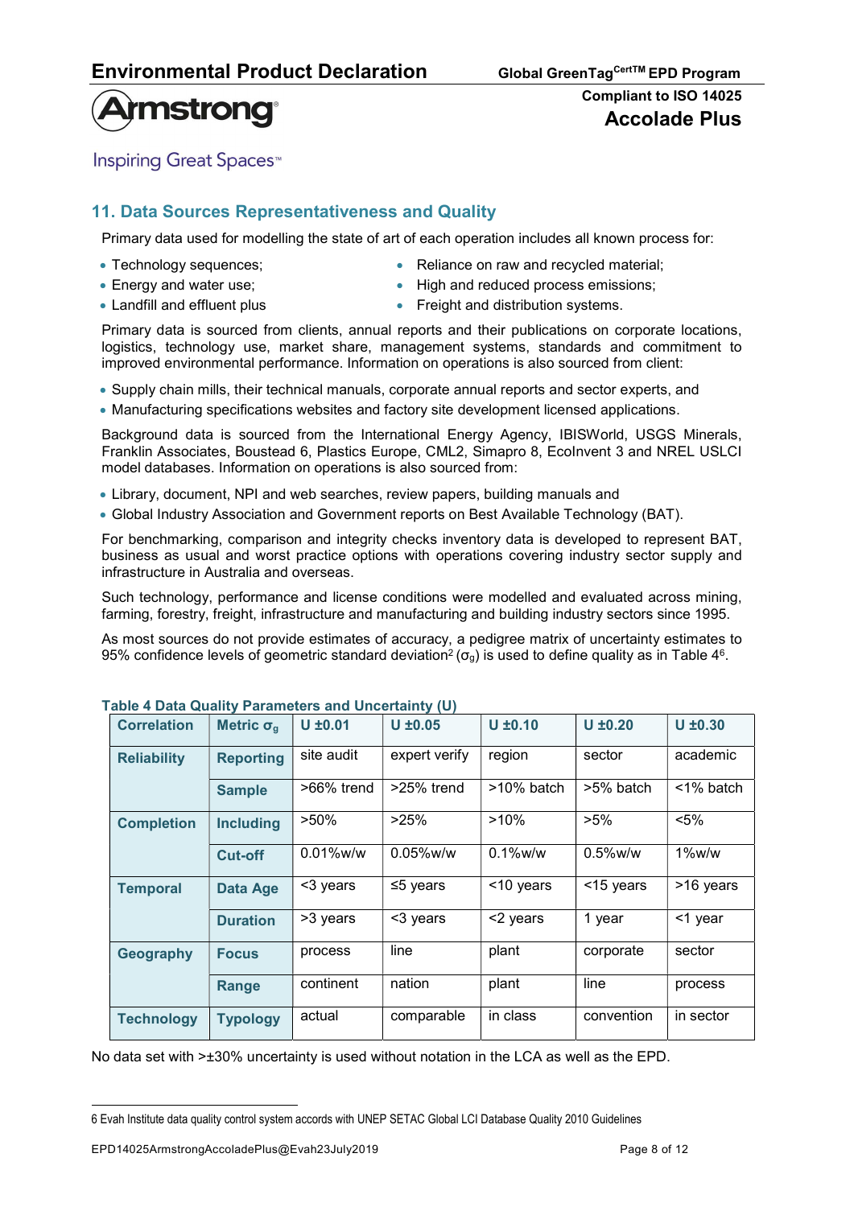## 11. Data Sources Representativeness and Quality

Primary data used for modelling the state of art of each operation includes all known process for:

- Technology sequences;
- Energy and water use;
- Landfill and effluent plus
- Reliance on raw and recycled material;
- High and reduced process emissions;
- Freight and distribution systems.

Primary data is sourced from clients, annual reports and their publications on corporate locations, logistics, technology use, market share, management systems, standards and commitment to improved environmental performance. Information on operations is also sourced from client:

- Supply chain mills, their technical manuals, corporate annual reports and sector experts, and
- Manufacturing specifications websites and factory site development licensed applications.

Background data is sourced from the International Energy Agency, IBISWorld, USGS Minerals, Franklin Associates, Boustead 6, Plastics Europe, CML2, Simapro 8, EcoInvent 3 and NREL USLCI model databases. Information on operations is also sourced from:

- Library, document, NPI and web searches, review papers, building manuals and
- Global Industry Association and Government reports on Best Available Technology (BAT).

For benchmarking, comparison and integrity checks inventory data is developed to represent BAT, business as usual and worst practice options with operations covering industry sector supply and infrastructure in Australia and overseas.

Such technology, performance and license conditions were modelled and evaluated across mining, farming, forestry, freight, infrastructure and manufacturing and building industry sectors since 1995.

As most sources do not provide estimates of accuracy, a pedigree matrix of uncertainty estimates to 95% confidence levels of geometric standard deviation[2] ($\sigma_g$) is used to define quality as in Table 4[6].

**Table 4 Data Quality Parameters and Uncertainty (U)**

| Correlation | Metric $\sigma_g$ | U ±0.01 | U ±0.05 | U ±0.10 | U ±0.20 | U ±0.30 |
|---|---|---|---|---|---|---|
| Reliability | Reporting | site audit | expert verify | region | sector | academic |
| | Sample | >66% trend | >25% trend | >10% batch | >5% batch | <1% batch |
| Completion | Including | >50% | >25% | >10% | >5% | <5% |
| | Cut-off | 0.01%w/w | 0.05%w/w | 0.1%w/w | 0.5%w/w | 1%w/w |
| Temporal | Data Age | <3 years | ≤5 years | <10 years | <15 years | >16 years |
| | Duration | >3 years | <3 years | <2 years | 1 year | <1 year |
| Geography | Focus | process | line | plant | corporate | sector |
| | Range | continent | nation | plant | line | process |
| Technology | Typology | actual | comparable | in class | convention | in sector |

No data set with >±30% uncertainty is used without notation in the LCA as well as the EPD.

6 Evah Institute data quality control system accords with UNEP SETAC Global LCI Database Quality 2010 Guidelines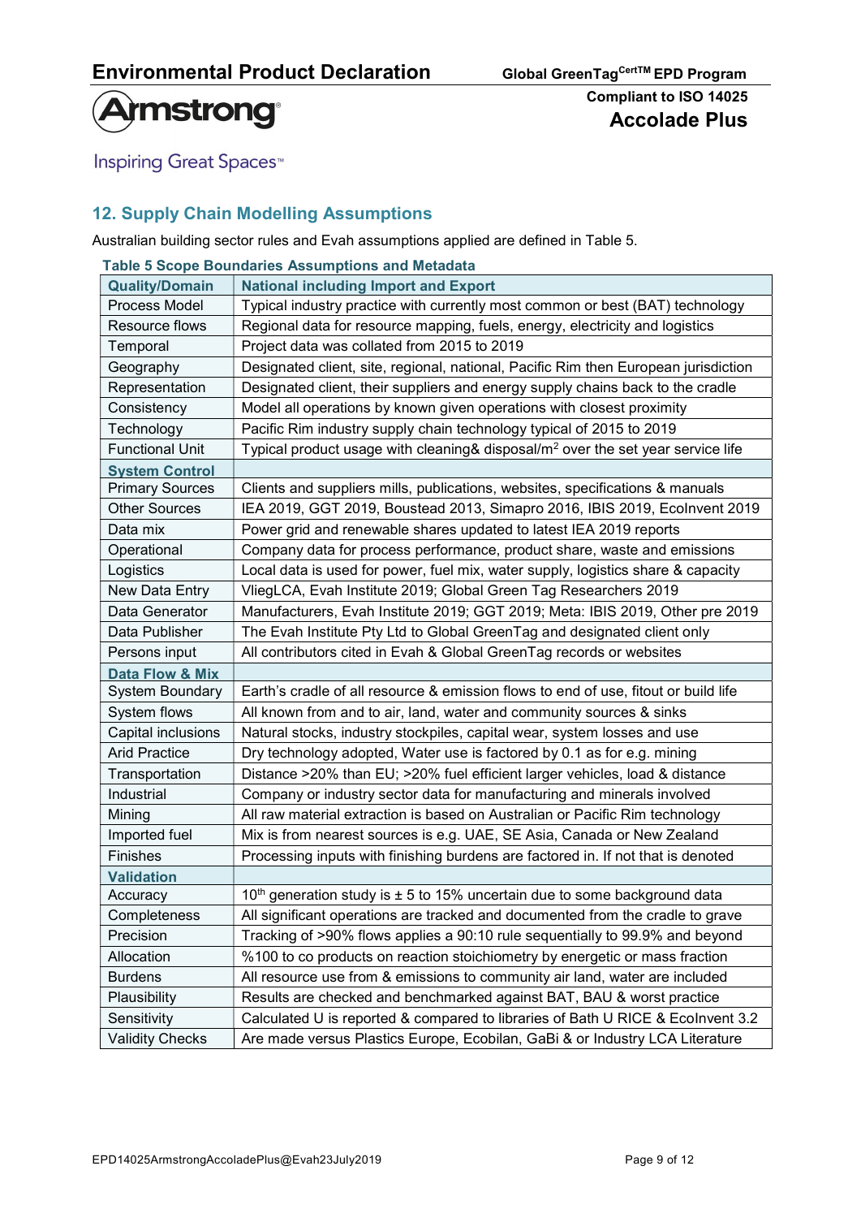## 12. Supply Chain Modelling Assumptions

Australian building sector rules and Evah assumptions applied are defined in Table 5.

**Table 5 Scope Boundaries Assumptions and Metadata**

| Quality/Domain | National including Import and Export |
|---|---|
| Process Model | Typical industry practice with currently most common or best (BAT) technology |
| Resource flows | Regional data for resource mapping, fuels, energy, electricity and logistics |
| Temporal | Project data was collated from 2015 to 2019 |
| Geography | Designated client, site, regional, national, Pacific Rim then European jurisdiction |
| Representation | Designated client, their suppliers and energy supply chains back to the cradle |
| Consistency | Model all operations by known given operations with closest proximity |
| Technology | Pacific Rim industry supply chain technology typical of 2015 to 2019 |
| Functional Unit | Typical product usage with cleaning& disposal/m$^2$ over the set year service life |
| **System Control** | |
| Primary Sources | Clients and suppliers mills, publications, websites, specifications & manuals |
| Other Sources | IEA 2019, GGT 2019, Boustead 2013, Simapro 2016, IBIS 2019, EcoInvent 2019 |
| Data mix | Power grid and renewable shares updated to latest IEA 2019 reports |
| Operational | Company data for process performance, product share, waste and emissions |
| Logistics | Local data is used for power, fuel mix, water supply, logistics share & capacity |
| New Data Entry | VliegLCA, Evah Institute 2019; Global Green Tag Researchers 2019 |
| Data Generator | Manufacturers, Evah Institute 2019; GGT 2019; Meta: IBIS 2019, Other pre 2019 |
| Data Publisher | The Evah Institute Pty Ltd to Global GreenTag and designated client only |
| Persons input | All contributors cited in Evah & Global GreenTag records or websites |
| **Data Flow & Mix** | |
| System Boundary | Earth's cradle of all resource & emission flows to end of use, fitout or build life |
| System flows | All known from and to air, land, water and community sources & sinks |
| Capital inclusions | Natural stocks, industry stockpiles, capital wear, system losses and use |
| Arid Practice | Dry technology adopted, Water use is factored by 0.1 as for e.g. mining |
| Transportation | Distance >20% than EU; >20% fuel efficient larger vehicles, load & distance |
| Industrial | Company or industry sector data for manufacturing and minerals involved |
| Mining | All raw material extraction is based on Australian or Pacific Rim technology |
| Imported fuel | Mix is from nearest sources is e.g. UAE, SE Asia, Canada or New Zealand |
| Finishes | Processing inputs with finishing burdens are factored in. If not that is denoted |
| **Validation** | |
| Accuracy | 10$^{th}$ generation study is ± 5 to 15% uncertain due to some background data |
| Completeness | All significant operations are tracked and documented from the cradle to grave |
| Precision | Tracking of >90% flows applies a 90:10 rule sequentially to 99.9% and beyond |
| Allocation | %100 to co products on reaction stoichiometry by energetic or mass fraction |
| Burdens | All resource use from & emissions to community air land, water are included |
| Plausibility | Results are checked and benchmarked against BAT, BAU & worst practice |
| Sensitivity | Calculated U is reported & compared to libraries of Bath U RICE & EcoInvent 3.2 |
| Validity Checks | Are made versus Plastics Europe, Ecobilan, GaBi & or Industry LCA Literature |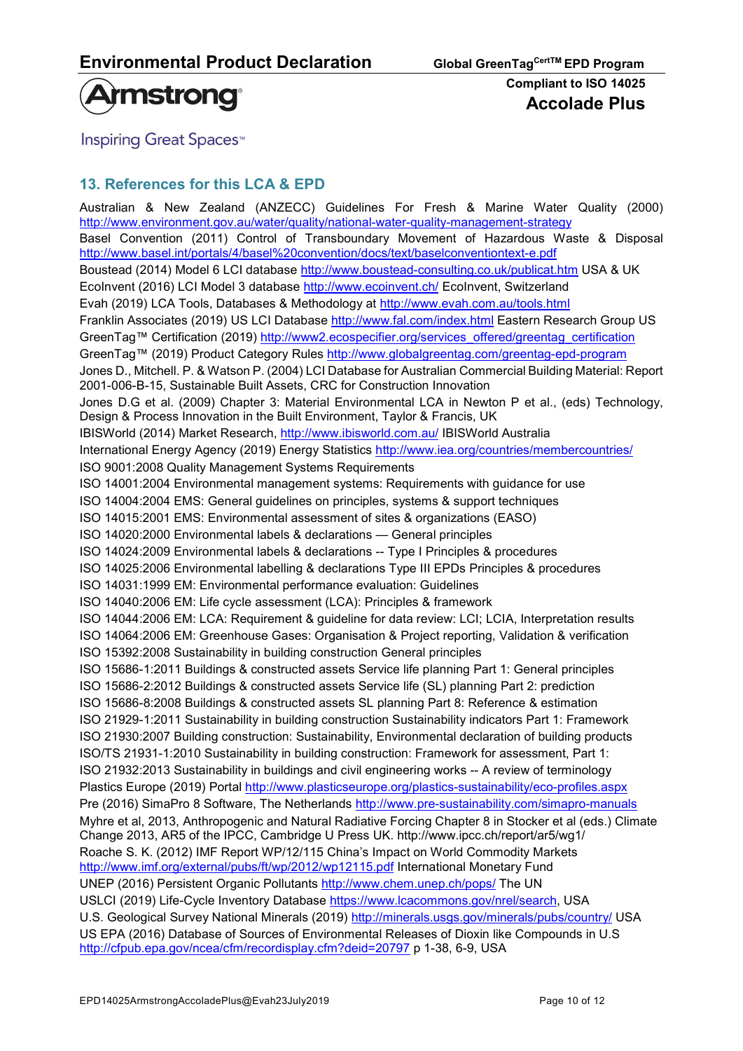## 13. References for this LCA & EPD

Australian & New Zealand (ANZECC) Guidelines For Fresh & Marine Water Quality (2000) http://www.environment.gov.au/water/quality/national-water-quality-management-strategy

Basel Convention (2011) Control of Transboundary Movement of Hazardous Waste & Disposal http://www.basel.int/portals/4/basel%20convention/docs/text/baselconventiontext-e.pdf

Boustead (2014) Model 6 LCI database http://www.boustead-consulting.co.uk/publicat.htm USA & UK

EcoInvent (2016) LCI Model 3 database http://www.ecoinvent.ch/ EcoInvent, Switzerland

Evah (2019) LCA Tools, Databases & Methodology at http://www.evah.com.au/tools.html

Franklin Associates (2019) US LCI Database http://www.fal.com/index.html Eastern Research Group US

GreenTag™ Certification (2019) http://www2.ecospecifier.org/services_offered/greentag_certification

GreenTag™ (2019) Product Category Rules http://www.globalgreentag.com/greentag-epd-program

Jones D., Mitchell. P. & Watson P. (2004) LCI Database for Australian Commercial Building Material: Report 2001-006-B-15, Sustainable Built Assets, CRC for Construction Innovation

Jones D.G et al. (2009) Chapter 3: Material Environmental LCA in Newton P et al., (eds) Technology, Design & Process Innovation in the Built Environment, Taylor & Francis, UK

IBISWorld (2014) Market Research, http://www.ibisworld.com.au/ IBISWorld Australia

International Energy Agency (2019) Energy Statistics http://www.iea.org/countries/membercountries/

ISO 9001:2008 Quality Management Systems Requirements

ISO 14001:2004 Environmental management systems: Requirements with guidance for use

ISO 14004:2004 EMS: General guidelines on principles, systems & support techniques

ISO 14015:2001 EMS: Environmental assessment of sites & organizations (EASO)

ISO 14020:2000 Environmental labels & declarations — General principles

ISO 14024:2009 Environmental labels & declarations -- Type I Principles & procedures

ISO 14025:2006 Environmental labelling & declarations Type III EPDs Principles & procedures

ISO 14031:1999 EM: Environmental performance evaluation: Guidelines

ISO 14040:2006 EM: Life cycle assessment (LCA): Principles & framework

ISO 14044:2006 EM: LCA: Requirement & guideline for data review: LCI; LCIA, Interpretation results

ISO 14064:2006 EM: Greenhouse Gases: Organisation & Project reporting, Validation & verification

ISO 15392:2008 Sustainability in building construction General principles

ISO 15686-1:2011 Buildings & constructed assets Service life planning Part 1: General principles

ISO 15686-2:2012 Buildings & constructed assets Service life (SL) planning Part 2: prediction

ISO 15686-8:2008 Buildings & constructed assets SL planning Part 8: Reference & estimation

ISO 21929-1:2011 Sustainability in building construction Sustainability indicators Part 1: Framework

ISO 21930:2007 Building construction: Sustainability, Environmental declaration of building products

ISO/TS 21931-1:2010 Sustainability in building construction: Framework for assessment, Part 1:

ISO 21932:2013 Sustainability in buildings and civil engineering works -- A review of terminology

Plastics Europe (2019) Portal http://www.plasticseurope.org/plastics-sustainability/eco-profiles.aspx

Pre (2016) SimaPro 8 Software, The Netherlands http://www.pre-sustainability.com/simapro-manuals

Myhre et al, 2013, Anthropogenic and Natural Radiative Forcing Chapter 8 in Stocker et al (eds.) Climate Change 2013, AR5 of the IPCC, Cambridge U Press UK. http://www.ipcc.ch/report/ar5/wg1/

Roache S. K. (2012) IMF Report WP/12/115 China's Impact on World Commodity Markets http://www.imf.org/external/pubs/ft/wp/2012/wp12115.pdf International Monetary Fund

UNEP (2016) Persistent Organic Pollutants http://www.chem.unep.ch/pops/ The UN

USLCI (2019) Life-Cycle Inventory Database https://www.lcacommons.gov/nrel/search, USA

U.S. Geological Survey National Minerals (2019) http://minerals.usgs.gov/minerals/pubs/country/ USA

US EPA (2016) Database of Sources of Environmental Releases of Dioxin like Compounds in U.S http://cfpub.epa.gov/ncea/cfm/recordisplay.cfm?deid=20797 p 1-38, 6-9, USA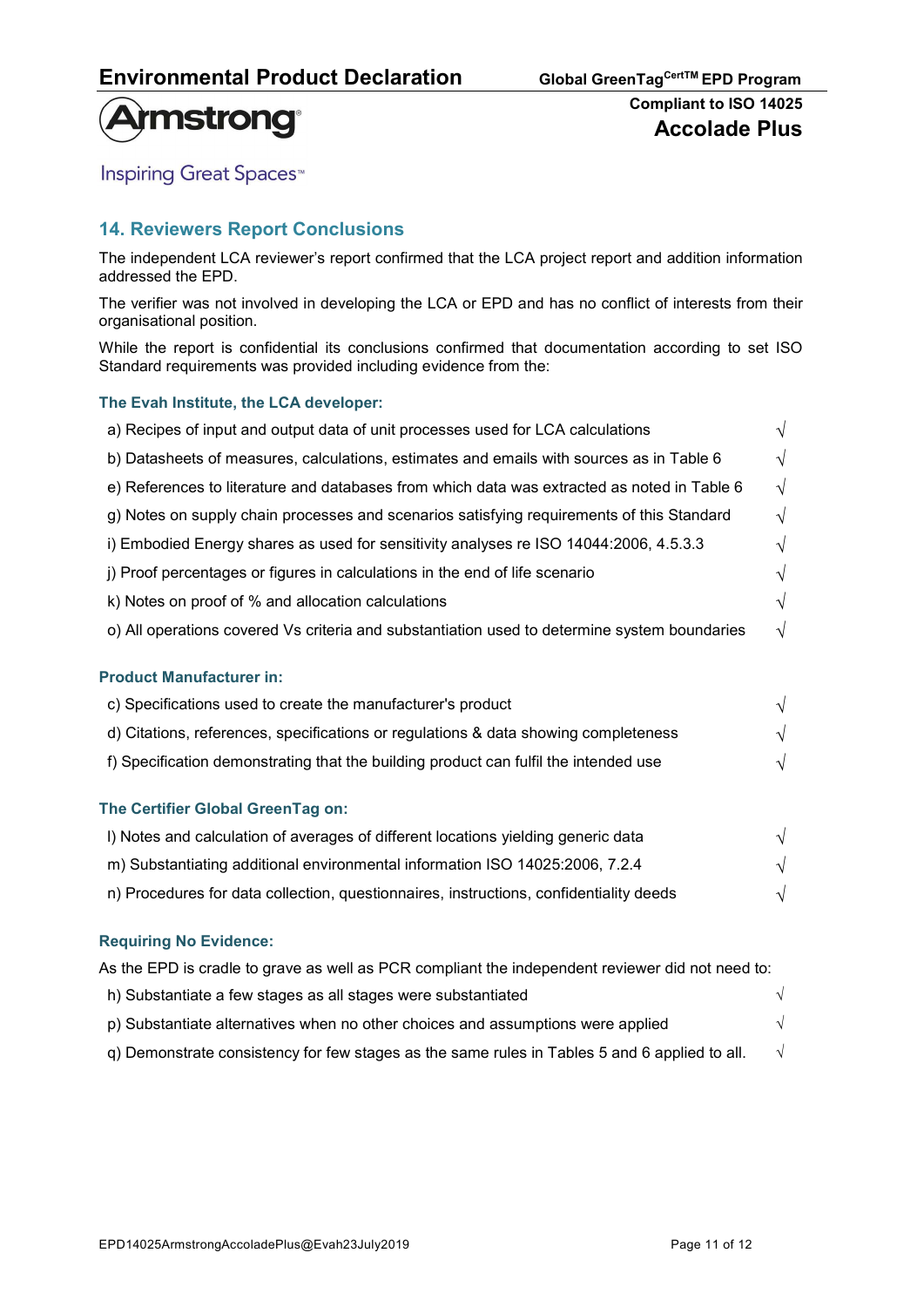## 14. Reviewers Report Conclusions

The independent LCA reviewer's report confirmed that the LCA project report and addition information addressed the EPD.

The verifier was not involved in developing the LCA or EPD and has no conflict of interests from their organisational position.

While the report is confidential its conclusions confirmed that documentation according to set ISO Standard requirements was provided including evidence from the:

### The Evah Institute, the LCA developer:

| | |
|---|---|
| a) Recipes of input and output data of unit processes used for LCA calculations | √ |
| b) Datasheets of measures, calculations, estimates and emails with sources as in Table 6 | √ |
| e) References to literature and databases from which data was extracted as noted in Table 6 | √ |
| g) Notes on supply chain processes and scenarios satisfying requirements of this Standard | √ |
| i) Embodied Energy shares as used for sensitivity analyses re ISO 14044:2006, 4.5.3.3 | √ |
| j) Proof percentages or figures in calculations in the end of life scenario | √ |
| k) Notes on proof of % and allocation calculations | √ |
| o) All operations covered Vs criteria and substantiation used to determine system boundaries | √ |

### Product Manufacturer in:

| | |
|---|---|
| c) Specifications used to create the manufacturer's product | √ |
| d) Citations, references, specifications or regulations & data showing completeness | √ |
| f) Specification demonstrating that the building product can fulfil the intended use | √ |

### The Certifier Global GreenTag on:

| | |
|---|---|
| l) Notes and calculation of averages of different locations yielding generic data | √ |
| m) Substantiating additional environmental information ISO 14025:2006, 7.2.4 | √ |
| n) Procedures for data collection, questionnaires, instructions, confidentiality deeds | √ |

### Requiring No Evidence:

As the EPD is cradle to grave as well as PCR compliant the independent reviewer did not need to:

| | |
|---|---|
| h) Substantiate a few stages as all stages were substantiated | √ |
| p) Substantiate alternatives when no other choices and assumptions were applied | √ |
| q) Demonstrate consistency for few stages as the same rules in Tables 5 and 6 applied to all. | √ |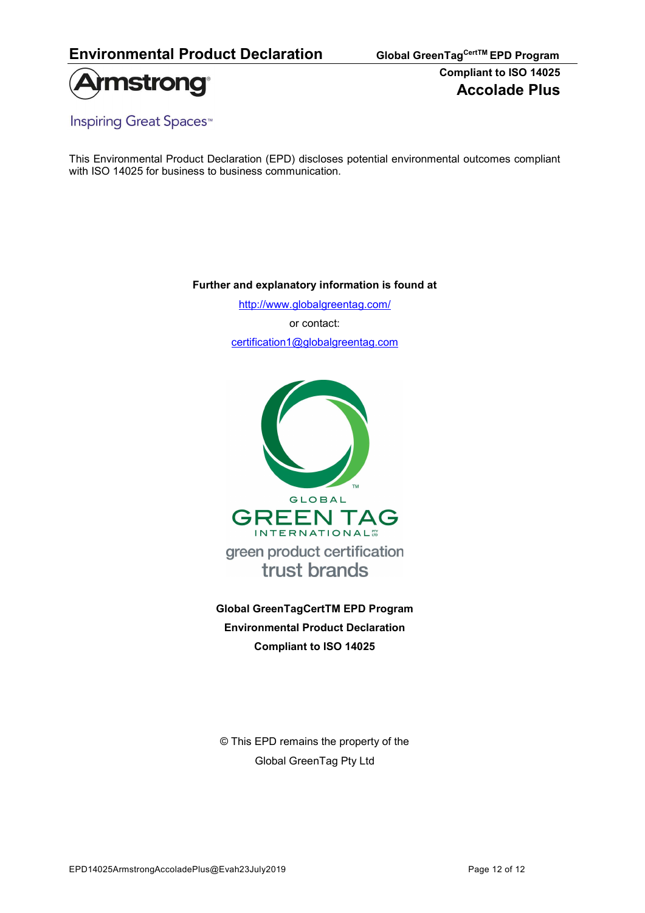This Environmental Product Declaration (EPD) discloses potential environmental outcomes compliant with ISO 14025 for business to business communication.

**Further and explanatory information is found at**

http://www.globalgreentag.com/

or contact:

certification1@globalgreentag.com

**Global GreenTagCertTM EPD Program**

**Environmental Product Declaration**

**Compliant to ISO 14025**

© This EPD remains the property of the Global GreenTag Pty Ltd